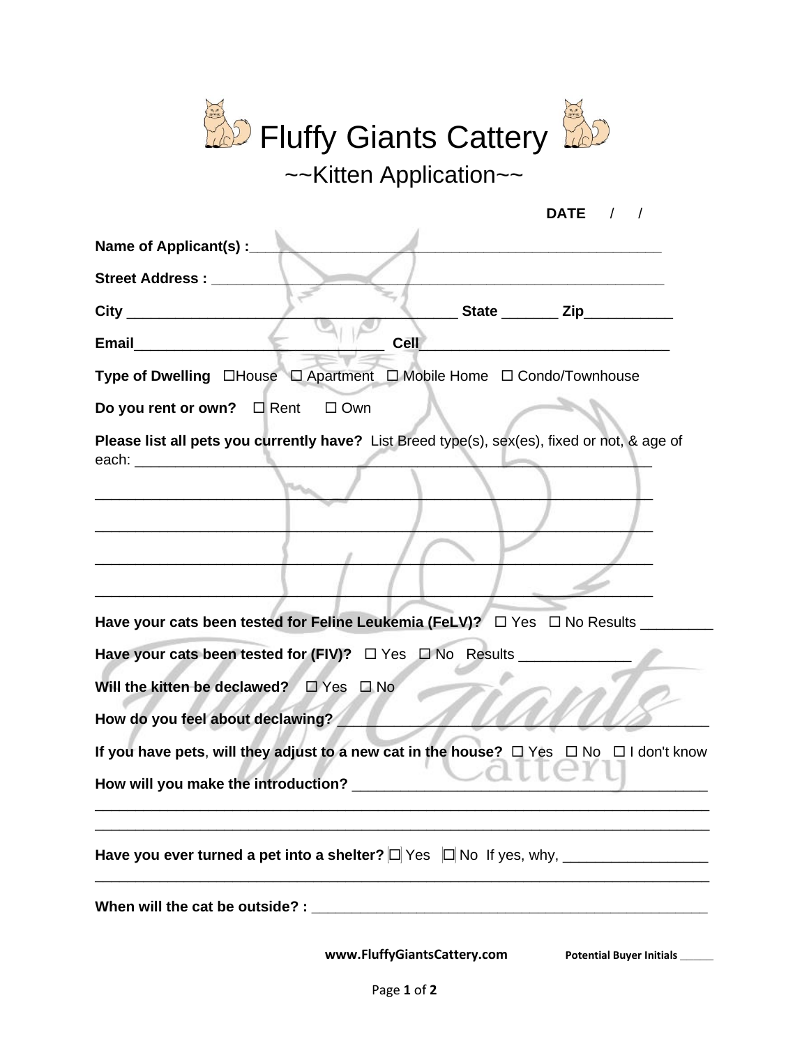# Fluffy Giants Cattery

## ~~Kitten Application~~

**DATE** / /

**Name of Applicant(s) :**_______________________________________________

**Street Address :** _______________________________________________

**City** _______________________________ **State** _______ **Zip**___________

**Email**_____________________________ **Cell**_____________________________

**Type of Dwelling** ☐House ☐ Apartment ☐ Mobile Home ☐ Condo/Townhouse

**Do you rent or own?** ☐ Rent ☐ Own

**Please list all pets you currently have?** List Breed type(s), sex(es), fixed or not, & age of each: _______________________________________________

_______________________________________________

_______________________________________________

_______________________________________________

_______________________________________________

**Have your cats been tested for Feline Leukemia (FeLV)?** ☐ Yes ☐ No Results _________

**Have your cats been tested for (FIV)?** ☐ Yes ☐ No Results ______________

**Will the kitten be declawed?** ☐ Yes ☐ No

**How do you feel about declawing?** _______________________________________________

**If you have pets, will they adjust to a new cat in the house?** ☐ Yes ☐ No ☐ I don't know

**How will you make the introduction?** _______________________________________________

_______________________________________________

_______________________________________________

**Have you ever turned a pet into a shelter?** ☐ Yes ☐ No If yes, why, __________________

_______________________________________________

**When will the cat be outside? :** _______________________________________________

**www.FluffyGiantsCattery.com** **Potential Buyer Initials** ______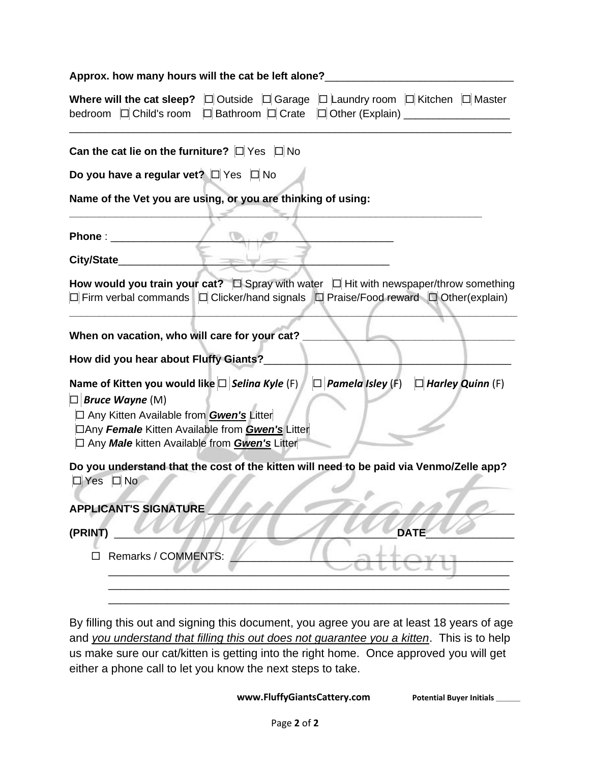**Approx. how many hours will the cat be left alone?**_______________________________

**Where will the cat sleep?** ☐ Outside ☐ Garage ☐ Laundry room ☐ Kitchen ☐ Master bedroom ☐ Child's room ☐ Bathroom ☐ Crate ☐ Other (Explain) _________________

_____________________________________________________________________________

**Can the cat lie on the furniture?** ☐ Yes ☐ No

**Do you have a regular vet?** ☐ Yes ☐ No

**Name of the Vet you are using, or you are thinking of using:**

_____________________________________________________________________________

**Phone** : _______________________________________________

**City/State**_______________________________________________

**How would you train your cat?** ☐ Spray with water ☐ Hit with newspaper/throw something ☐ Firm verbal commands ☐ Clicker/hand signals ☐ Praise/Food reward ☐ Other(explain)

_____________________________________________________________________________

**When on vacation, who will care for your cat?** ______________________________

**How did you hear about Fluffy Giants?**_____________________________________

**Name of Kitten you would like** ☐ ***Selina Kyle*** (F) ☐ ***Pamela Isley*** (F) ☐ ***Harley Quinn*** (F) ☐ ***Bruce Wayne*** (M)

☐ Any Kitten Available from ***Gwen's*** Litter

☐Any ***Female*** Kitten Available from ***Gwen's*** Litter

☐ Any ***Male*** kitten Available from ***Gwen's*** Litter

**Do you understand that the cost of the kitten will need to be paid via Venmo/Zelle app?** ☐ Yes ☐ No

**APPLICANT'S SIGNATURE** ___________________________________________________

**(PRINT)** ______________________________________________**DATE**_______________

☐ Remarks / COMMENTS: _______________________________________________

_____________________________________________________________________

_____________________________________________________________________

_____________________________________________________________________

By filling this out and signing this document, you agree you are at least 18 years of age and _you understand that filling this out does not guarantee you a kitten_. This is to help us make sure our cat/kitten is getting into the right home. Once approved you will get either a phone call to let you know the next steps to take.

**www.FluffyGiantsCattery.com** **Potential Buyer Initials** ______